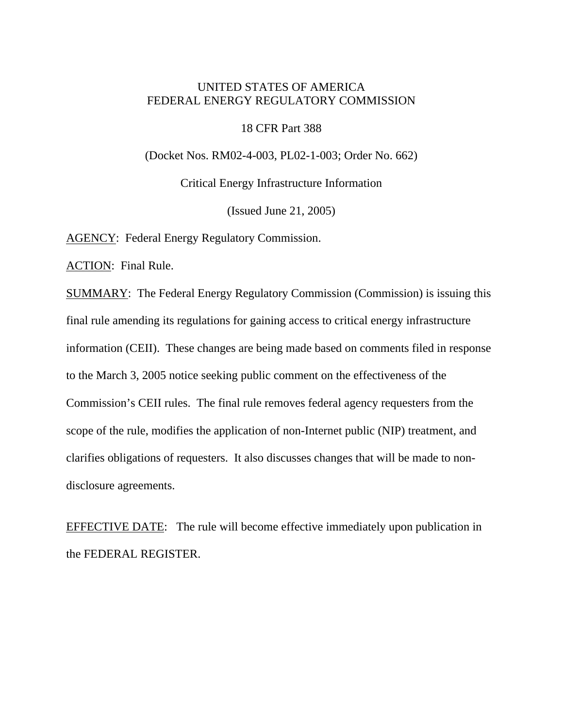UNITED STATES OF AMERICA
FEDERAL ENERGY REGULATORY COMMISSION

18 CFR Part 388

(Docket Nos. RM02-4-003, PL02-1-003; Order No. 662)

Critical Energy Infrastructure Information

(Issued June 21, 2005)

AGENCY: Federal Energy Regulatory Commission.

ACTION: Final Rule.

SUMMARY: The Federal Energy Regulatory Commission (Commission) is issuing this final rule amending its regulations for gaining access to critical energy infrastructure information (CEII). These changes are being made based on comments filed in response to the March 3, 2005 notice seeking public comment on the effectiveness of the Commission's CEII rules. The final rule removes federal agency requesters from the scope of the rule, modifies the application of non-Internet public (NIP) treatment, and clarifies obligations of requesters. It also discusses changes that will be made to non-disclosure agreements.

EFFECTIVE DATE: The rule will become effective immediately upon publication in the FEDERAL REGISTER.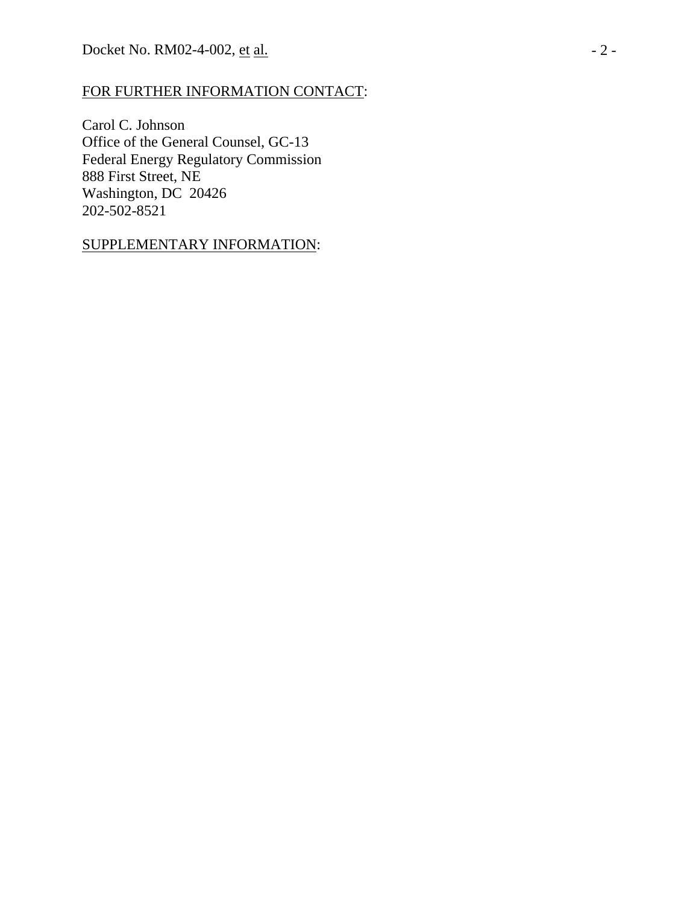FOR FURTHER INFORMATION CONTACT:

Carol C. Johnson
Office of the General Counsel, GC-13
Federal Energy Regulatory Commission
888 First Street, NE
Washington, DC 20426
202-502-8521

SUPPLEMENTARY INFORMATION: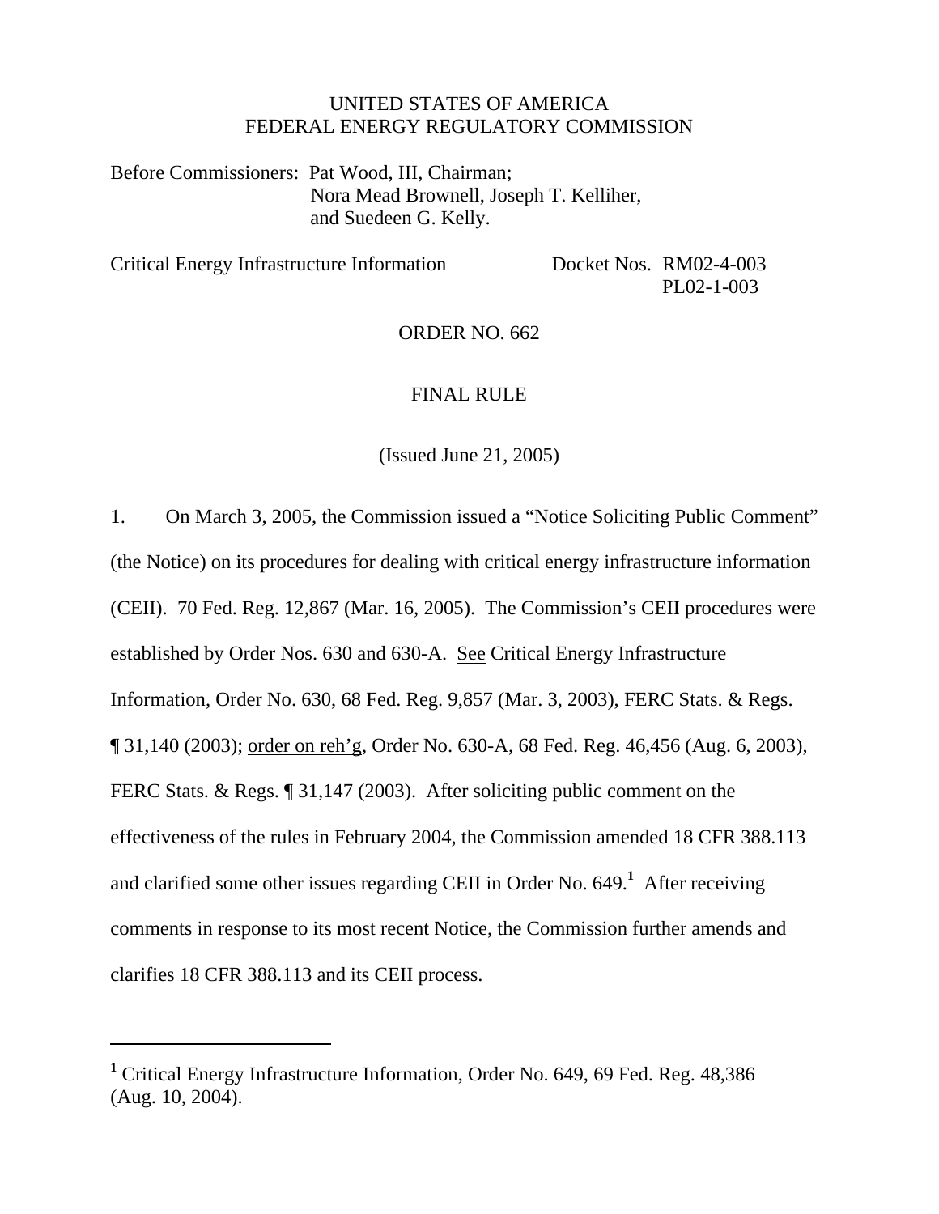UNITED STATES OF AMERICA
FEDERAL ENERGY REGULATORY COMMISSION

Before Commissioners: Pat Wood, III, Chairman;
Nora Mead Brownell, Joseph T. Kelliher,
and Suedeen G. Kelly.

Critical Energy Infrastructure Information Docket Nos. RM02-4-003
PL02-1-003

ORDER NO. 662

FINAL RULE

(Issued June 21, 2005)

1. On March 3, 2005, the Commission issued a "Notice Soliciting Public Comment" (the Notice) on its procedures for dealing with critical energy infrastructure information (CEII). 70 Fed. Reg. 12,867 (Mar. 16, 2005). The Commission's CEII procedures were established by Order Nos. 630 and 630-A. See Critical Energy Infrastructure Information, Order No. 630, 68 Fed. Reg. 9,857 (Mar. 3, 2003), FERC Stats. & Regs. ¶ 31,140 (2003); order on reh'g, Order No. 630-A, 68 Fed. Reg. 46,456 (Aug. 6, 2003), FERC Stats. & Regs. ¶ 31,147 (2003). After soliciting public comment on the effectiveness of the rules in February 2004, the Commission amended 18 CFR 388.113 and clarified some other issues regarding CEII in Order No. 649.[1] After receiving comments in response to its most recent Notice, the Commission further amends and clarifies 18 CFR 388.113 and its CEII process.

[1] Critical Energy Infrastructure Information, Order No. 649, 69 Fed. Reg. 48,386 (Aug. 10, 2004).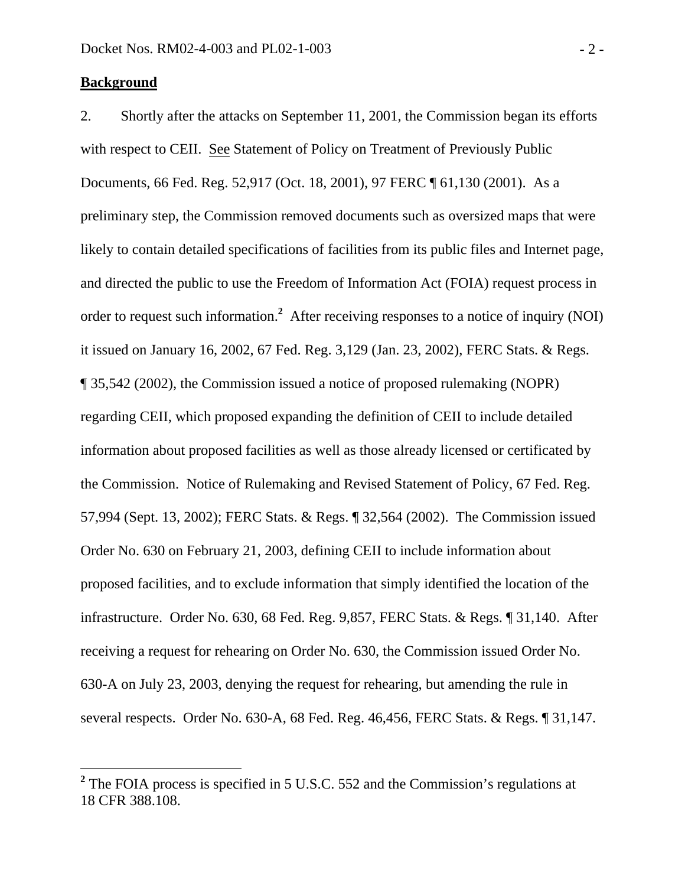**Background**

2. Shortly after the attacks on September 11, 2001, the Commission began its efforts with respect to CEII. See Statement of Policy on Treatment of Previously Public Documents, 66 Fed. Reg. 52,917 (Oct. 18, 2001), 97 FERC ¶ 61,130 (2001). As a preliminary step, the Commission removed documents such as oversized maps that were likely to contain detailed specifications of facilities from its public files and Internet page, and directed the public to use the Freedom of Information Act (FOIA) request process in order to request such information.[2] After receiving responses to a notice of inquiry (NOI) it issued on January 16, 2002, 67 Fed. Reg. 3,129 (Jan. 23, 2002), FERC Stats. & Regs. ¶ 35,542 (2002), the Commission issued a notice of proposed rulemaking (NOPR) regarding CEII, which proposed expanding the definition of CEII to include detailed information about proposed facilities as well as those already licensed or certificated by the Commission. Notice of Rulemaking and Revised Statement of Policy, 67 Fed. Reg. 57,994 (Sept. 13, 2002); FERC Stats. & Regs. ¶ 32,564 (2002). The Commission issued Order No. 630 on February 21, 2003, defining CEII to include information about proposed facilities, and to exclude information that simply identified the location of the infrastructure. Order No. 630, 68 Fed. Reg. 9,857, FERC Stats. & Regs. ¶ 31,140. After receiving a request for rehearing on Order No. 630, the Commission issued Order No. 630-A on July 23, 2003, denying the request for rehearing, but amending the rule in several respects. Order No. 630-A, 68 Fed. Reg. 46,456, FERC Stats. & Regs. ¶ 31,147.

---

[2] The FOIA process is specified in 5 U.S.C. 552 and the Commission's regulations at 18 CFR 388.108.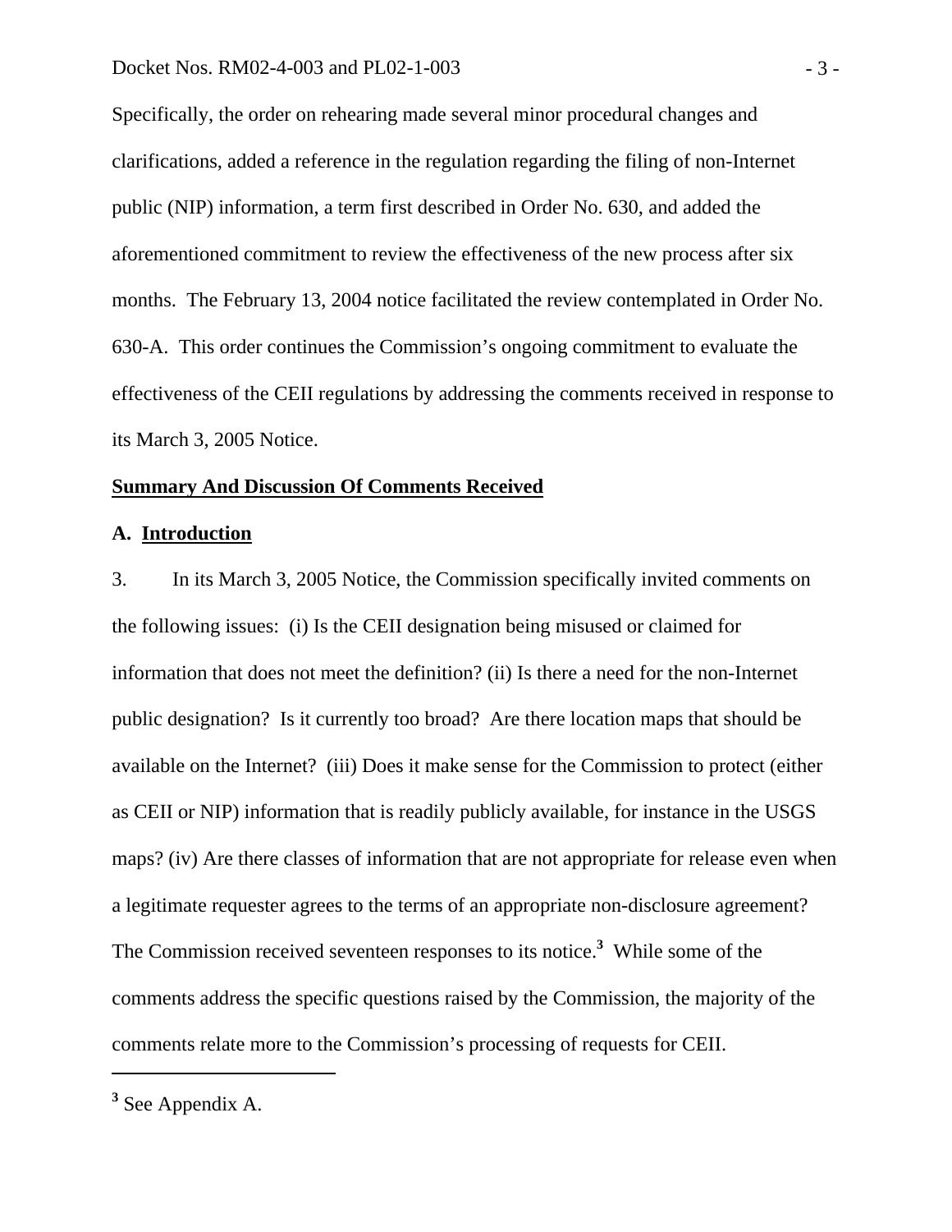Specifically, the order on rehearing made several minor procedural changes and clarifications, added a reference in the regulation regarding the filing of non-Internet public (NIP) information, a term first described in Order No. 630, and added the aforementioned commitment to review the effectiveness of the new process after six months. The February 13, 2004 notice facilitated the review contemplated in Order No. 630-A. This order continues the Commission's ongoing commitment to evaluate the effectiveness of the CEII regulations by addressing the comments received in response to its March 3, 2005 Notice.

## Summary And Discussion Of Comments Received

### A. Introduction

3. In its March 3, 2005 Notice, the Commission specifically invited comments on the following issues: (i) Is the CEII designation being misused or claimed for information that does not meet the definition? (ii) Is there a need for the non-Internet public designation? Is it currently too broad? Are there location maps that should be available on the Internet? (iii) Does it make sense for the Commission to protect (either as CEII or NIP) information that is readily publicly available, for instance in the USGS maps? (iv) Are there classes of information that are not appropriate for release even when a legitimate requester agrees to the terms of an appropriate non-disclosure agreement? The Commission received seventeen responses to its notice.[3] While some of the comments address the specific questions raised by the Commission, the majority of the comments relate more to the Commission's processing of requests for CEII.

[3] See Appendix A.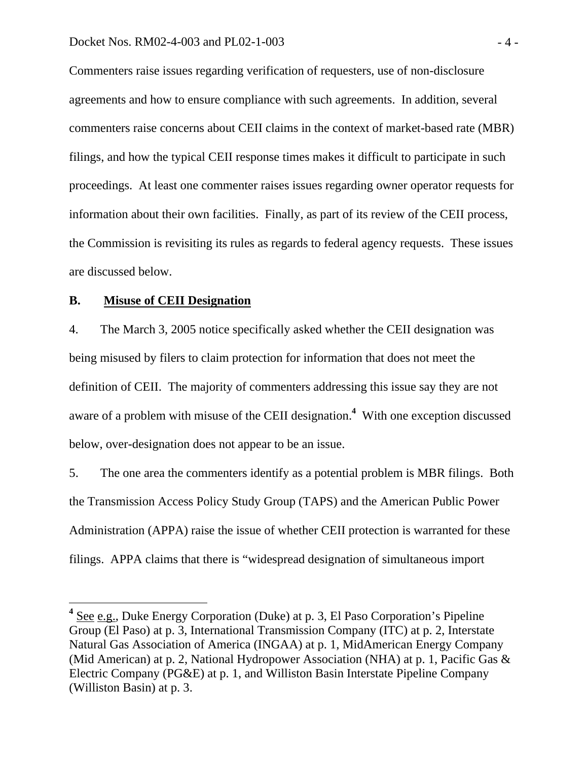Commenters raise issues regarding verification of requesters, use of non-disclosure agreements and how to ensure compliance with such agreements. In addition, several commenters raise concerns about CEII claims in the context of market-based rate (MBR) filings, and how the typical CEII response times makes it difficult to participate in such proceedings. At least one commenter raises issues regarding owner operator requests for information about their own facilities. Finally, as part of its review of the CEII process, the Commission is revisiting its rules as regards to federal agency requests. These issues are discussed below.

### B. <u>Misuse of CEII Designation</u>

4. The March 3, 2005 notice specifically asked whether the CEII designation was being misused by filers to claim protection for information that does not meet the definition of CEII. The majority of commenters addressing this issue say they are not aware of a problem with misuse of the CEII designation.[4] With one exception discussed below, over-designation does not appear to be an issue.

5. The one area the commenters identify as a potential problem is MBR filings. Both the Transmission Access Policy Study Group (TAPS) and the American Public Power Administration (APPA) raise the issue of whether CEII protection is warranted for these filings. APPA claims that there is "widespread designation of simultaneous import

---

[4] <u>See</u> <u>e.g.</u>, Duke Energy Corporation (Duke) at p. 3, El Paso Corporation's Pipeline Group (El Paso) at p. 3, International Transmission Company (ITC) at p. 2, Interstate Natural Gas Association of America (INGAA) at p. 1, MidAmerican Energy Company (Mid American) at p. 2, National Hydropower Association (NHA) at p. 1, Pacific Gas & Electric Company (PG&E) at p. 1, and Williston Basin Interstate Pipeline Company (Williston Basin) at p. 3.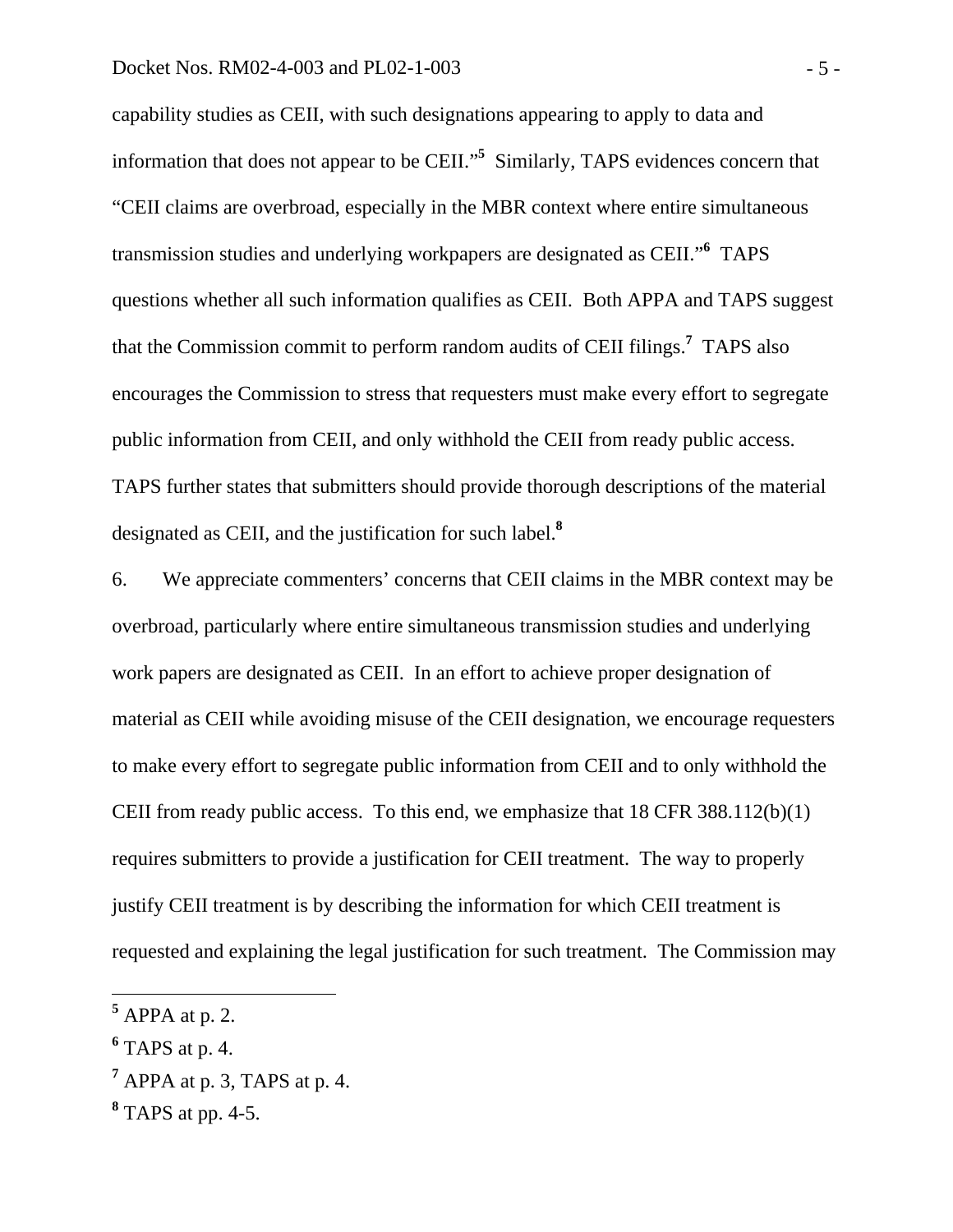capability studies as CEII, with such designations appearing to apply to data and information that does not appear to be CEII."[5] Similarly, TAPS evidences concern that "CEII claims are overbroad, especially in the MBR context where entire simultaneous transmission studies and underlying workpapers are designated as CEII."[6] TAPS questions whether all such information qualifies as CEII. Both APPA and TAPS suggest that the Commission commit to perform random audits of CEII filings.[7] TAPS also encourages the Commission to stress that requesters must make every effort to segregate public information from CEII, and only withhold the CEII from ready public access. TAPS further states that submitters should provide thorough descriptions of the material designated as CEII, and the justification for such label.[8]

6. We appreciate commenters' concerns that CEII claims in the MBR context may be overbroad, particularly where entire simultaneous transmission studies and underlying work papers are designated as CEII. In an effort to achieve proper designation of material as CEII while avoiding misuse of the CEII designation, we encourage requesters to make every effort to segregate public information from CEII and to only withhold the CEII from ready public access. To this end, we emphasize that 18 CFR 388.112(b)(1) requires submitters to provide a justification for CEII treatment. The way to properly justify CEII treatment is by describing the information for which CEII treatment is requested and explaining the legal justification for such treatment. The Commission may

---

[5] APPA at p. 2.

[6] TAPS at p. 4.

[7] APPA at p. 3, TAPS at p. 4.

[8] TAPS at pp. 4-5.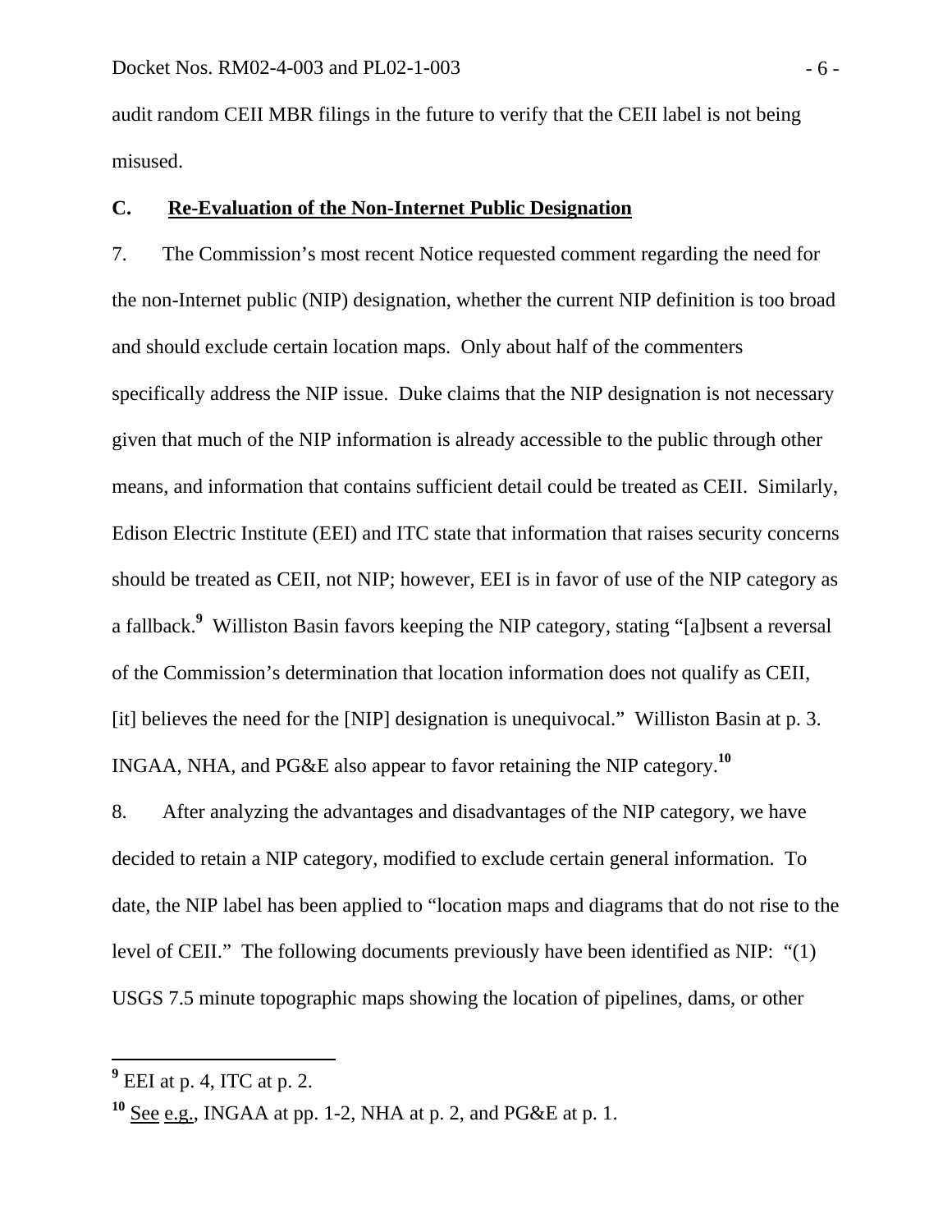audit random CEII MBR filings in the future to verify that the CEII label is not being misused.

## C. Re-Evaluation of the Non-Internet Public Designation

7. The Commission's most recent Notice requested comment regarding the need for the non-Internet public (NIP) designation, whether the current NIP definition is too broad and should exclude certain location maps. Only about half of the commenters specifically address the NIP issue. Duke claims that the NIP designation is not necessary given that much of the NIP information is already accessible to the public through other means, and information that contains sufficient detail could be treated as CEII. Similarly, Edison Electric Institute (EEI) and ITC state that information that raises security concerns should be treated as CEII, not NIP; however, EEI is in favor of use of the NIP category as a fallback.[9] Williston Basin favors keeping the NIP category, stating "[a]bsent a reversal of the Commission's determination that location information does not qualify as CEII, [it] believes the need for the [NIP] designation is unequivocal." Williston Basin at p. 3. INGAA, NHA, and PG&E also appear to favor retaining the NIP category.[10]

8. After analyzing the advantages and disadvantages of the NIP category, we have decided to retain a NIP category, modified to exclude certain general information. To date, the NIP label has been applied to "location maps and diagrams that do not rise to the level of CEII." The following documents previously have been identified as NIP: "(1) USGS 7.5 minute topographic maps showing the location of pipelines, dams, or other

---

[9] EEI at p. 4, ITC at p. 2.

[10] See e.g., INGAA at pp. 1-2, NHA at p. 2, and PG&E at p. 1.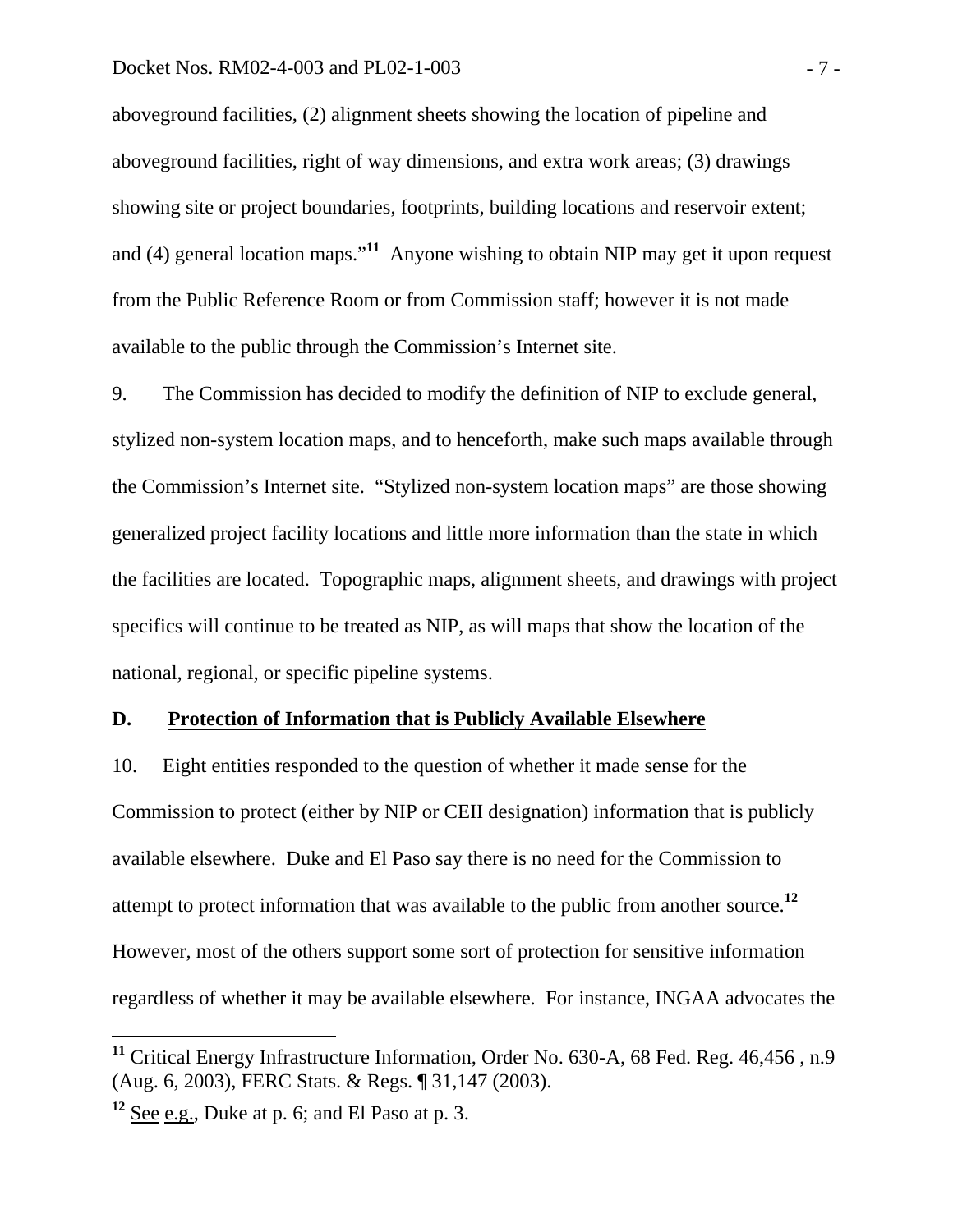aboveground facilities, (2) alignment sheets showing the location of pipeline and aboveground facilities, right of way dimensions, and extra work areas; (3) drawings showing site or project boundaries, footprints, building locations and reservoir extent; and (4) general location maps."[11] Anyone wishing to obtain NIP may get it upon request from the Public Reference Room or from Commission staff; however it is not made available to the public through the Commission's Internet site.

9. The Commission has decided to modify the definition of NIP to exclude general, stylized non-system location maps, and to henceforth, make such maps available through the Commission's Internet site. "Stylized non-system location maps" are those showing generalized project facility locations and little more information than the state in which the facilities are located. Topographic maps, alignment sheets, and drawings with project specifics will continue to be treated as NIP, as will maps that show the location of the national, regional, or specific pipeline systems.

## D. Protection of Information that is Publicly Available Elsewhere

10. Eight entities responded to the question of whether it made sense for the Commission to protect (either by NIP or CEII designation) information that is publicly available elsewhere. Duke and El Paso say there is no need for the Commission to attempt to protect information that was available to the public from another source.[12] However, most of the others support some sort of protection for sensitive information regardless of whether it may be available elsewhere. For instance, INGAA advocates the

---

[11] Critical Energy Infrastructure Information, Order No. 630-A, 68 Fed. Reg. 46,456 , n.9 (Aug. 6, 2003), FERC Stats. & Regs. ¶ 31,147 (2003).

[12] See e.g., Duke at p. 6; and El Paso at p. 3.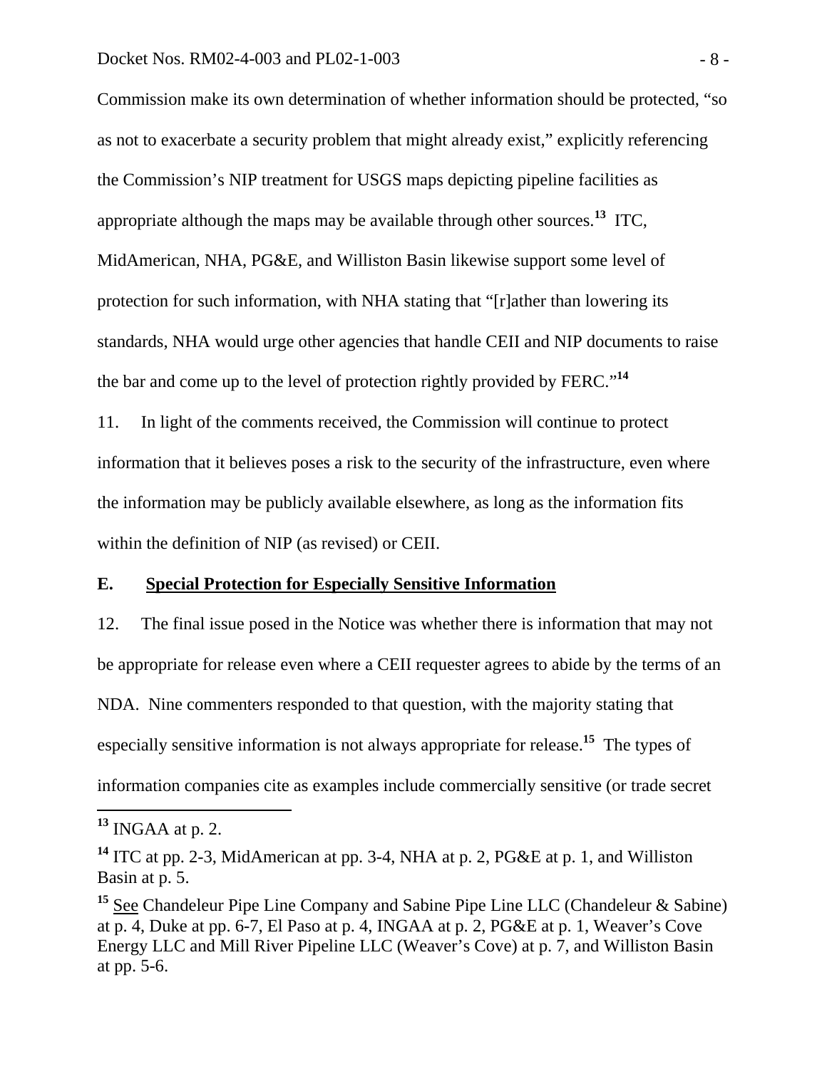Commission make its own determination of whether information should be protected, "so as not to exacerbate a security problem that might already exist," explicitly referencing the Commission's NIP treatment for USGS maps depicting pipeline facilities as appropriate although the maps may be available through other sources.[13] ITC, MidAmerican, NHA, PG&E, and Williston Basin likewise support some level of protection for such information, with NHA stating that "[r]ather than lowering its standards, NHA would urge other agencies that handle CEII and NIP documents to raise the bar and come up to the level of protection rightly provided by FERC."[14]

11. In light of the comments received, the Commission will continue to protect information that it believes poses a risk to the security of the infrastructure, even where the information may be publicly available elsewhere, as long as the information fits within the definition of NIP (as revised) or CEII.

### E. Special Protection for Especially Sensitive Information

12. The final issue posed in the Notice was whether there is information that may not be appropriate for release even where a CEII requester agrees to abide by the terms of an NDA. Nine commenters responded to that question, with the majority stating that especially sensitive information is not always appropriate for release.[15] The types of information companies cite as examples include commercially sensitive (or trade secret

---

[13] INGAA at p. 2.

[14] ITC at pp. 2-3, MidAmerican at pp. 3-4, NHA at p. 2, PG&E at p. 1, and Williston Basin at p. 5.

[15] See Chandeleur Pipe Line Company and Sabine Pipe Line LLC (Chandeleur & Sabine) at p. 4, Duke at pp. 6-7, El Paso at p. 4, INGAA at p. 2, PG&E at p. 1, Weaver's Cove Energy LLC and Mill River Pipeline LLC (Weaver's Cove) at p. 7, and Williston Basin at pp. 5-6.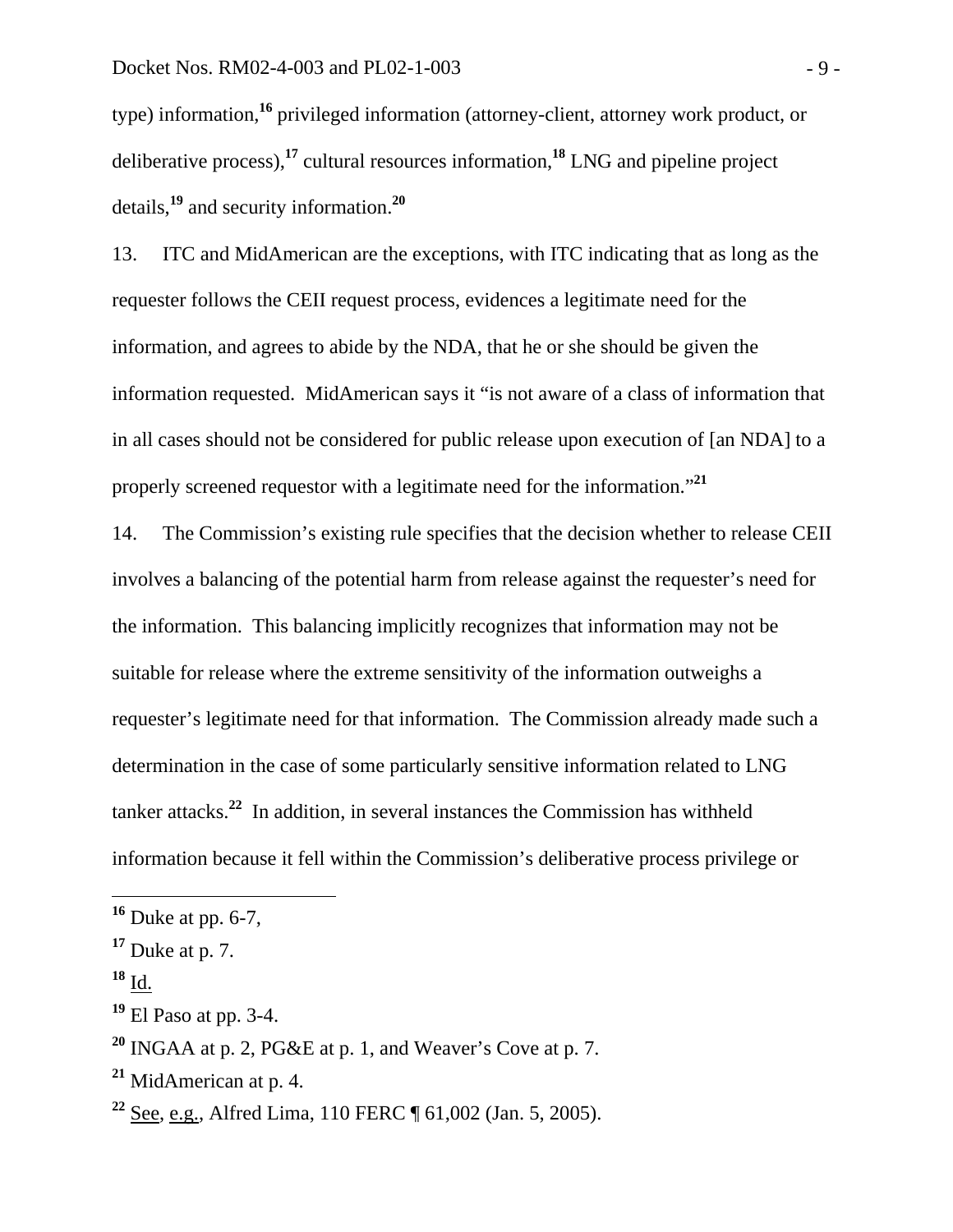type) information,[16] privileged information (attorney-client, attorney work product, or deliberative process),[17] cultural resources information,[18] LNG and pipeline project details,[19] and security information.[20]

13. ITC and MidAmerican are the exceptions, with ITC indicating that as long as the requester follows the CEII request process, evidences a legitimate need for the information, and agrees to abide by the NDA, that he or she should be given the information requested. MidAmerican says it "is not aware of a class of information that in all cases should not be considered for public release upon execution of [an NDA] to a properly screened requestor with a legitimate need for the information."[21]

14. The Commission's existing rule specifies that the decision whether to release CEII involves a balancing of the potential harm from release against the requester's need for the information. This balancing implicitly recognizes that information may not be suitable for release where the extreme sensitivity of the information outweighs a requester's legitimate need for that information. The Commission already made such a determination in the case of some particularly sensitive information related to LNG tanker attacks.[22] In addition, in several instances the Commission has withheld information because it fell within the Commission's deliberative process privilege or

---

[16] Duke at pp. 6-7,

[17] Duke at p. 7.

[18] Id.

[19] El Paso at pp. 3-4.

[20] INGAA at p. 2, PG&E at p. 1, and Weaver's Cove at p. 7.

[21] MidAmerican at p. 4.

[22] See, e.g., Alfred Lima, 110 FERC ¶ 61,002 (Jan. 5, 2005).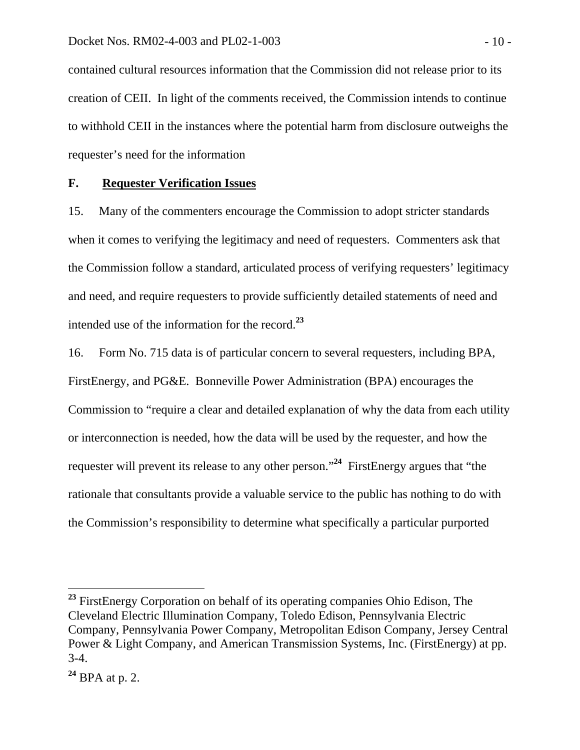contained cultural resources information that the Commission did not release prior to its creation of CEII. In light of the comments received, the Commission intends to continue to withhold CEII in the instances where the potential harm from disclosure outweighs the requester's need for the information

## F. Requester Verification Issues

15. Many of the commenters encourage the Commission to adopt stricter standards when it comes to verifying the legitimacy and need of requesters. Commenters ask that the Commission follow a standard, articulated process of verifying requesters' legitimacy and need, and require requesters to provide sufficiently detailed statements of need and intended use of the information for the record.[23]

16. Form No. 715 data is of particular concern to several requesters, including BPA, FirstEnergy, and PG&E. Bonneville Power Administration (BPA) encourages the Commission to "require a clear and detailed explanation of why the data from each utility or interconnection is needed, how the data will be used by the requester, and how the requester will prevent its release to any other person."[24] FirstEnergy argues that "the rationale that consultants provide a valuable service to the public has nothing to do with the Commission's responsibility to determine what specifically a particular purported

---

[23] FirstEnergy Corporation on behalf of its operating companies Ohio Edison, The Cleveland Electric Illumination Company, Toledo Edison, Pennsylvania Electric Company, Pennsylvania Power Company, Metropolitan Edison Company, Jersey Central Power & Light Company, and American Transmission Systems, Inc. (FirstEnergy) at pp. 3-4.

[24] BPA at p. 2.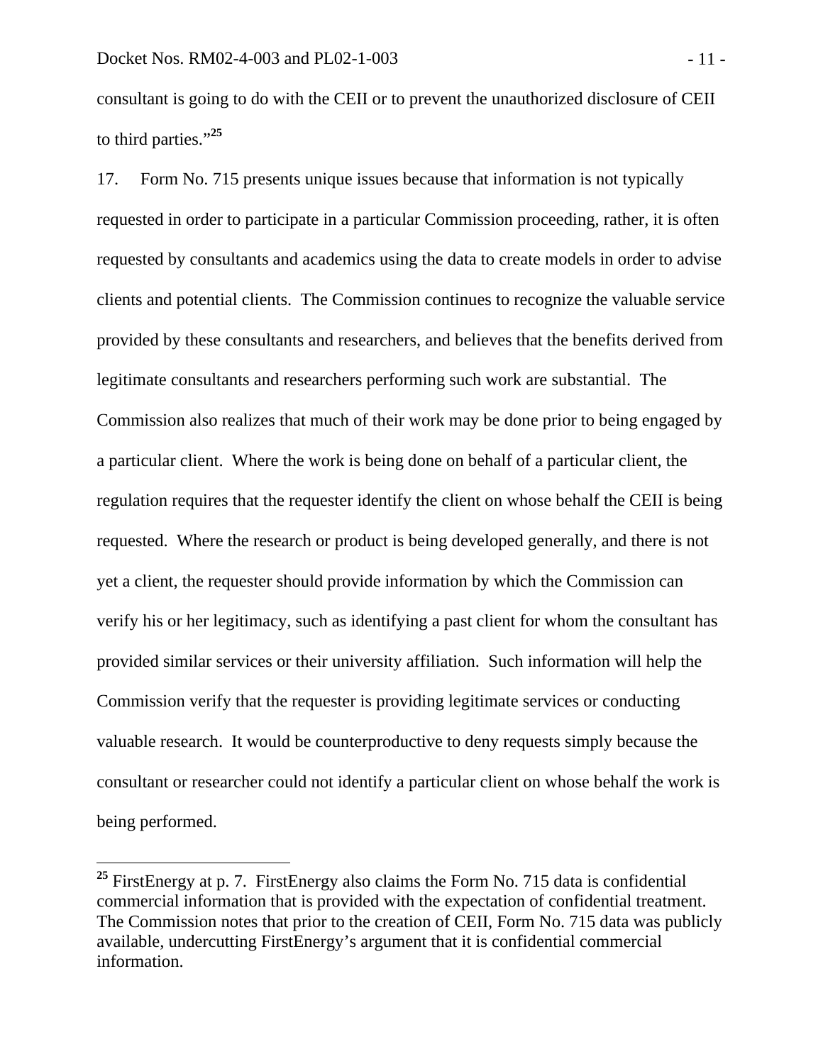consultant is going to do with the CEII or to prevent the unauthorized disclosure of CEII to third parties."[25]

17. Form No. 715 presents unique issues because that information is not typically requested in order to participate in a particular Commission proceeding, rather, it is often requested by consultants and academics using the data to create models in order to advise clients and potential clients. The Commission continues to recognize the valuable service provided by these consultants and researchers, and believes that the benefits derived from legitimate consultants and researchers performing such work are substantial. The Commission also realizes that much of their work may be done prior to being engaged by a particular client. Where the work is being done on behalf of a particular client, the regulation requires that the requester identify the client on whose behalf the CEII is being requested. Where the research or product is being developed generally, and there is not yet a client, the requester should provide information by which the Commission can verify his or her legitimacy, such as identifying a past client for whom the consultant has provided similar services or their university affiliation. Such information will help the Commission verify that the requester is providing legitimate services or conducting valuable research. It would be counterproductive to deny requests simply because the consultant or researcher could not identify a particular client on whose behalf the work is being performed.

---

[25] FirstEnergy at p. 7. FirstEnergy also claims the Form No. 715 data is confidential commercial information that is provided with the expectation of confidential treatment. The Commission notes that prior to the creation of CEII, Form No. 715 data was publicly available, undercutting FirstEnergy's argument that it is confidential commercial information.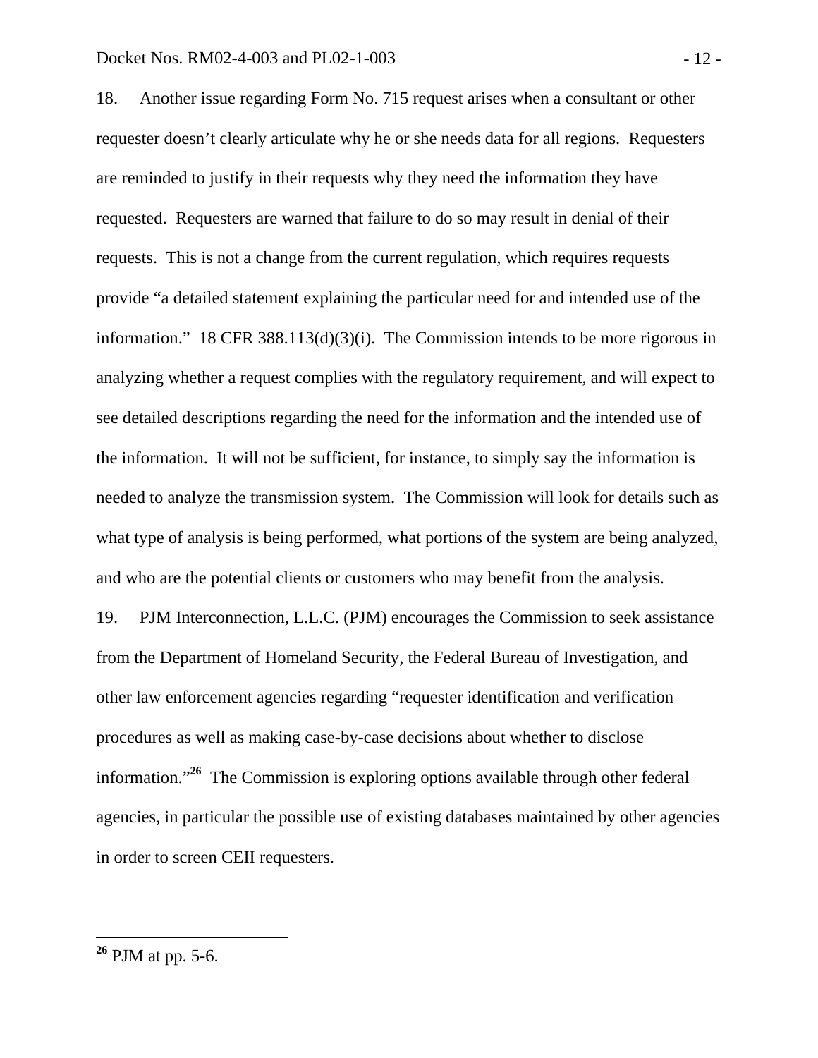18. Another issue regarding Form No. 715 request arises when a consultant or other requester doesn't clearly articulate why he or she needs data for all regions. Requesters are reminded to justify in their requests why they need the information they have requested. Requesters are warned that failure to do so may result in denial of their requests. This is not a change from the current regulation, which requires requests provide "a detailed statement explaining the particular need for and intended use of the information." 18 CFR 388.113(d)(3)(i). The Commission intends to be more rigorous in analyzing whether a request complies with the regulatory requirement, and will expect to see detailed descriptions regarding the need for the information and the intended use of the information. It will not be sufficient, for instance, to simply say the information is needed to analyze the transmission system. The Commission will look for details such as what type of analysis is being performed, what portions of the system are being analyzed, and who are the potential clients or customers who may benefit from the analysis.

19. PJM Interconnection, L.L.C. (PJM) encourages the Commission to seek assistance from the Department of Homeland Security, the Federal Bureau of Investigation, and other law enforcement agencies regarding "requester identification and verification procedures as well as making case-by-case decisions about whether to disclose information."[26] The Commission is exploring options available through other federal agencies, in particular the possible use of existing databases maintained by other agencies in order to screen CEII requesters.

---

[26] PJM at pp. 5-6.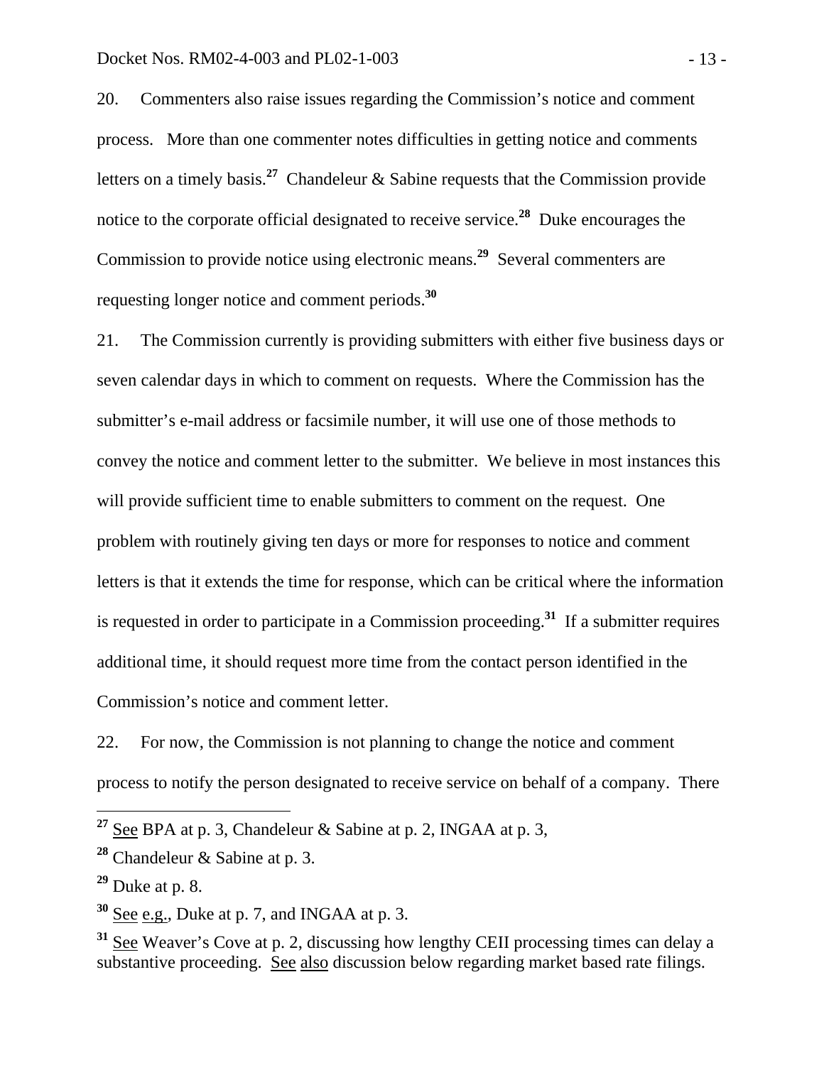20. Commenters also raise issues regarding the Commission's notice and comment process. More than one commenter notes difficulties in getting notice and comments letters on a timely basis.[27] Chandeleur & Sabine requests that the Commission provide notice to the corporate official designated to receive service.[28] Duke encourages the Commission to provide notice using electronic means.[29] Several commenters are requesting longer notice and comment periods.[30]

21. The Commission currently is providing submitters with either five business days or seven calendar days in which to comment on requests. Where the Commission has the submitter's e-mail address or facsimile number, it will use one of those methods to convey the notice and comment letter to the submitter. We believe in most instances this will provide sufficient time to enable submitters to comment on the request. One problem with routinely giving ten days or more for responses to notice and comment letters is that it extends the time for response, which can be critical where the information is requested in order to participate in a Commission proceeding.[31] If a submitter requires additional time, it should request more time from the contact person identified in the Commission's notice and comment letter.

22. For now, the Commission is not planning to change the notice and comment process to notify the person designated to receive service on behalf of a company. There

---

[27] See BPA at p. 3, Chandeleur & Sabine at p. 2, INGAA at p. 3,

[28] Chandeleur & Sabine at p. 3.

[29] Duke at p. 8.

[30] See e.g., Duke at p. 7, and INGAA at p. 3.

[31] See Weaver's Cove at p. 2, discussing how lengthy CEII processing times can delay a substantive proceeding. See also discussion below regarding market based rate filings.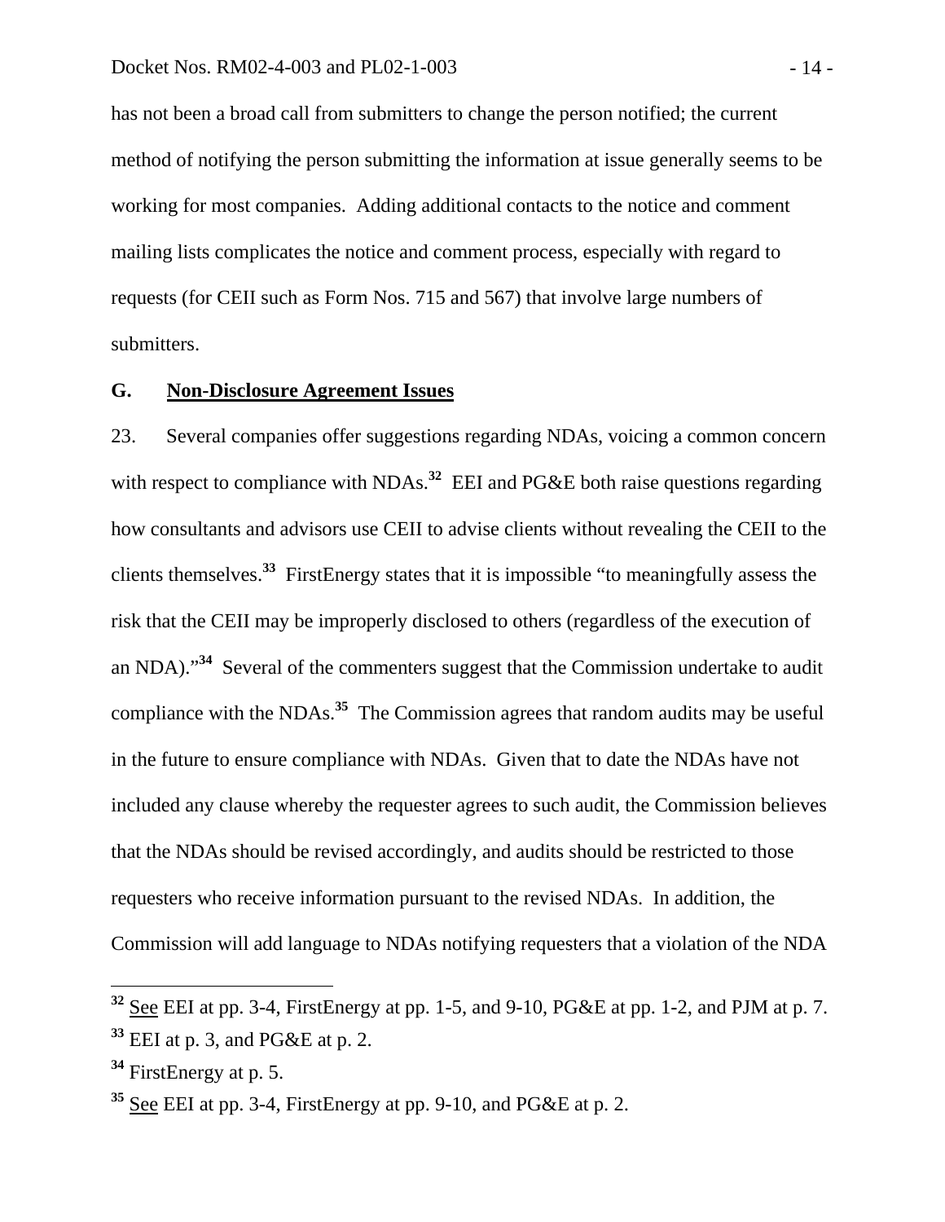has not been a broad call from submitters to change the person notified; the current method of notifying the person submitting the information at issue generally seems to be working for most companies. Adding additional contacts to the notice and comment mailing lists complicates the notice and comment process, especially with regard to requests (for CEII such as Form Nos. 715 and 567) that involve large numbers of submitters.

## G. Non-Disclosure Agreement Issues

23. Several companies offer suggestions regarding NDAs, voicing a common concern with respect to compliance with NDAs.[32] EEI and PG&E both raise questions regarding how consultants and advisors use CEII to advise clients without revealing the CEII to the clients themselves.[33] FirstEnergy states that it is impossible "to meaningfully assess the risk that the CEII may be improperly disclosed to others (regardless of the execution of an NDA)."[34] Several of the commenters suggest that the Commission undertake to audit compliance with the NDAs.[35] The Commission agrees that random audits may be useful in the future to ensure compliance with NDAs. Given that to date the NDAs have not included any clause whereby the requester agrees to such audit, the Commission believes that the NDAs should be revised accordingly, and audits should be restricted to those requesters who receive information pursuant to the revised NDAs. In addition, the Commission will add language to NDAs notifying requesters that a violation of the NDA

---

[32] See EEI at pp. 3-4, FirstEnergy at pp. 1-5, and 9-10, PG&E at pp. 1-2, and PJM at p. 7.

[33] EEI at p. 3, and PG&E at p. 2.

[34] FirstEnergy at p. 5.

[35] See EEI at pp. 3-4, FirstEnergy at pp. 9-10, and PG&E at p. 2.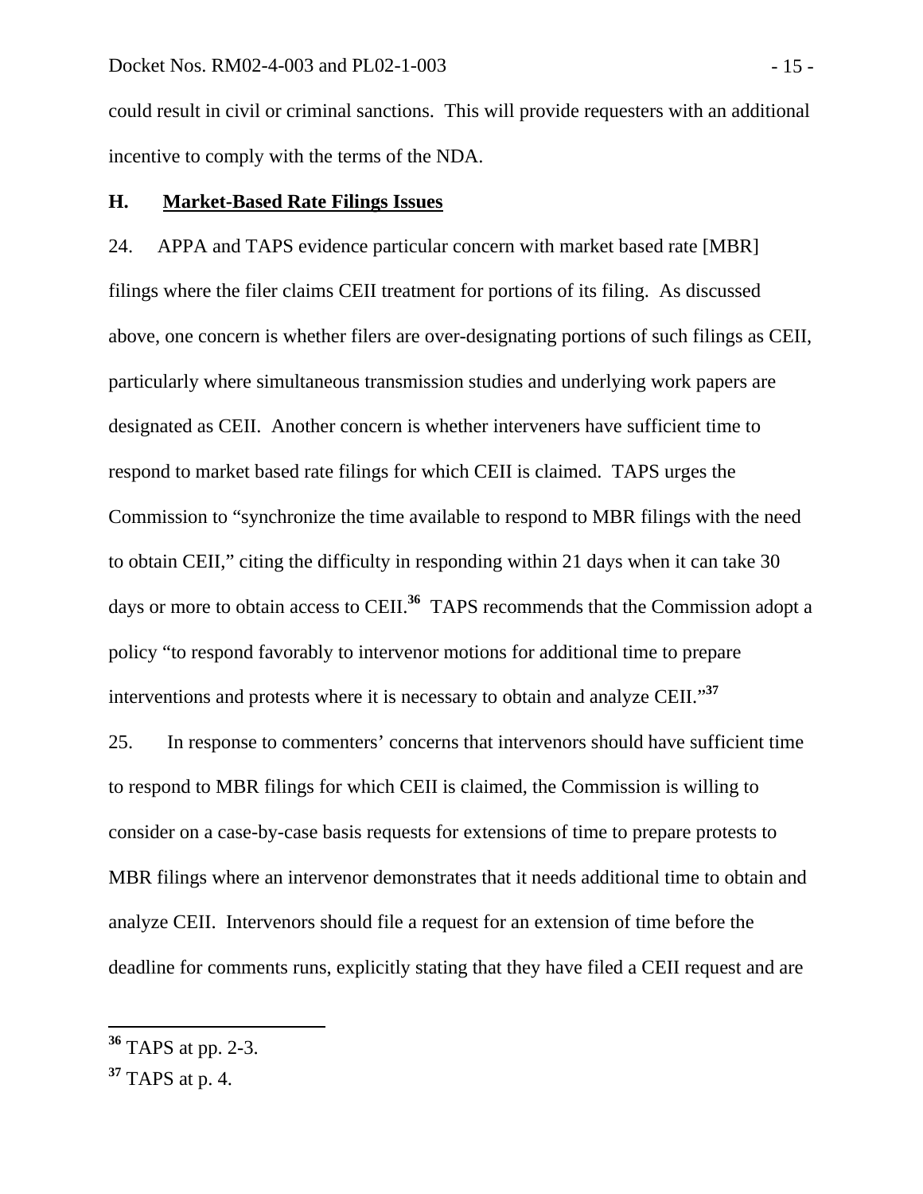could result in civil or criminal sanctions. This will provide requesters with an additional incentive to comply with the terms of the NDA.

### H. Market-Based Rate Filings Issues

24. APPA and TAPS evidence particular concern with market based rate [MBR] filings where the filer claims CEII treatment for portions of its filing. As discussed above, one concern is whether filers are over-designating portions of such filings as CEII, particularly where simultaneous transmission studies and underlying work papers are designated as CEII. Another concern is whether interveners have sufficient time to respond to market based rate filings for which CEII is claimed. TAPS urges the Commission to "synchronize the time available to respond to MBR filings with the need to obtain CEII," citing the difficulty in responding within 21 days when it can take 30 days or more to obtain access to CEII.[36] TAPS recommends that the Commission adopt a policy "to respond favorably to intervenor motions for additional time to prepare interventions and protests where it is necessary to obtain and analyze CEII."[37]

25. In response to commenters' concerns that intervenors should have sufficient time to respond to MBR filings for which CEII is claimed, the Commission is willing to consider on a case-by-case basis requests for extensions of time to prepare protests to MBR filings where an intervenor demonstrates that it needs additional time to obtain and analyze CEII. Intervenors should file a request for an extension of time before the deadline for comments runs, explicitly stating that they have filed a CEII request and are

---

[36] TAPS at pp. 2-3.

[37] TAPS at p. 4.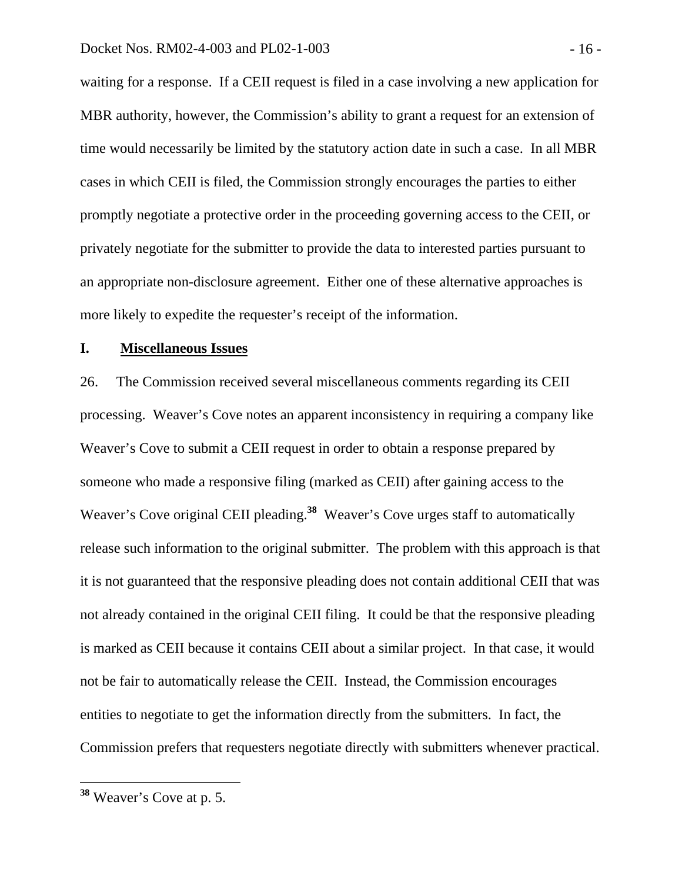waiting for a response. If a CEII request is filed in a case involving a new application for MBR authority, however, the Commission's ability to grant a request for an extension of time would necessarily be limited by the statutory action date in such a case. In all MBR cases in which CEII is filed, the Commission strongly encourages the parties to either promptly negotiate a protective order in the proceeding governing access to the CEII, or privately negotiate for the submitter to provide the data to interested parties pursuant to an appropriate non-disclosure agreement. Either one of these alternative approaches is more likely to expedite the requester's receipt of the information.

## I. <u>Miscellaneous Issues</u>

26. The Commission received several miscellaneous comments regarding its CEII processing. Weaver's Cove notes an apparent inconsistency in requiring a company like Weaver's Cove to submit a CEII request in order to obtain a response prepared by someone who made a responsive filing (marked as CEII) after gaining access to the Weaver's Cove original CEII pleading.[38] Weaver's Cove urges staff to automatically release such information to the original submitter. The problem with this approach is that it is not guaranteed that the responsive pleading does not contain additional CEII that was not already contained in the original CEII filing. It could be that the responsive pleading is marked as CEII because it contains CEII about a similar project. In that case, it would not be fair to automatically release the CEII. Instead, the Commission encourages entities to negotiate to get the information directly from the submitters. In fact, the Commission prefers that requesters negotiate directly with submitters whenever practical.

---

[38] Weaver's Cove at p. 5.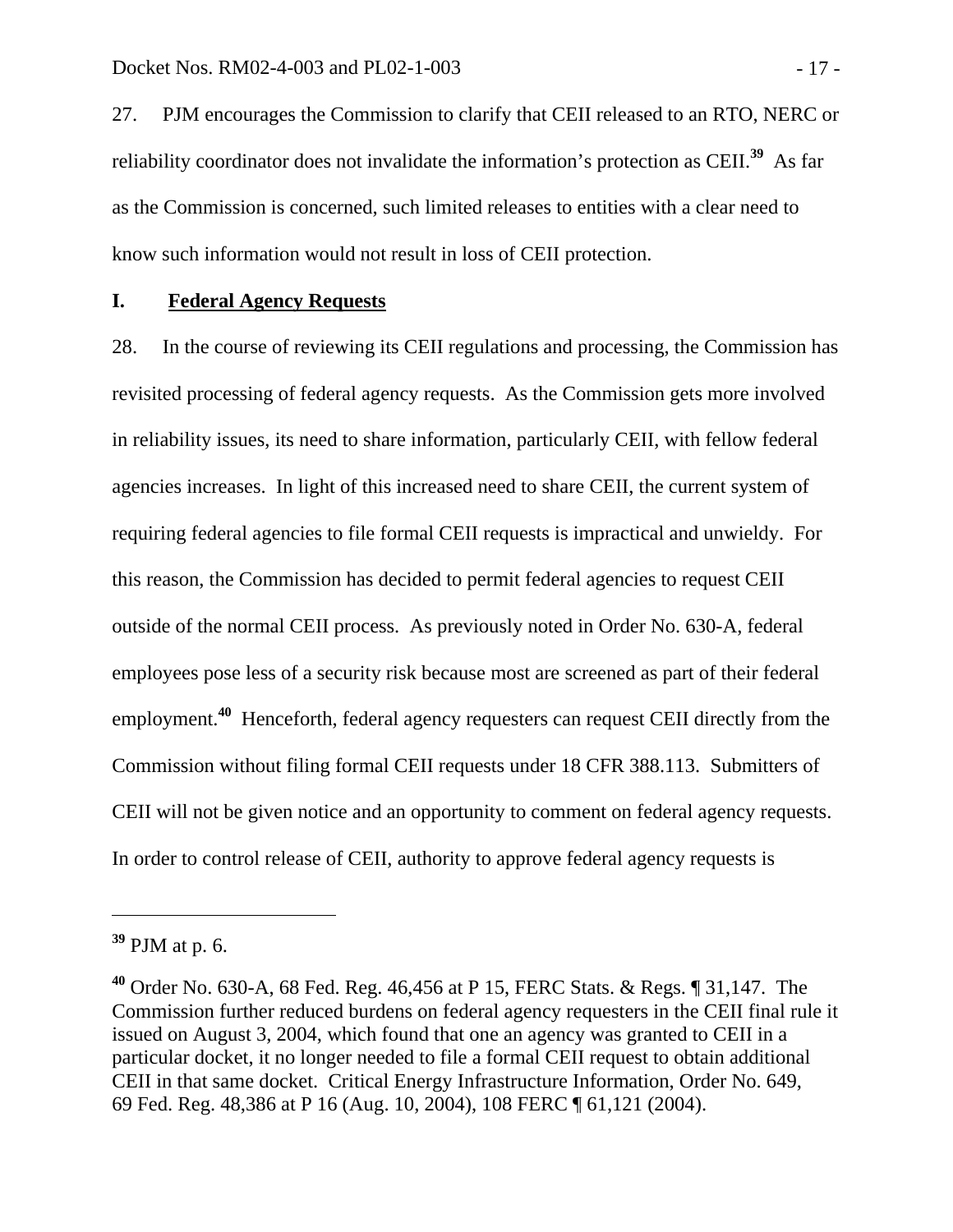27. PJM encourages the Commission to clarify that CEII released to an RTO, NERC or reliability coordinator does not invalidate the information's protection as CEII.[39] As far as the Commission is concerned, such limited releases to entities with a clear need to know such information would not result in loss of CEII protection.

## I. Federal Agency Requests

28. In the course of reviewing its CEII regulations and processing, the Commission has revisited processing of federal agency requests. As the Commission gets more involved in reliability issues, its need to share information, particularly CEII, with fellow federal agencies increases. In light of this increased need to share CEII, the current system of requiring federal agencies to file formal CEII requests is impractical and unwieldy. For this reason, the Commission has decided to permit federal agencies to request CEII outside of the normal CEII process. As previously noted in Order No. 630-A, federal employees pose less of a security risk because most are screened as part of their federal employment.[40] Henceforth, federal agency requesters can request CEII directly from the Commission without filing formal CEII requests under 18 CFR 388.113. Submitters of CEII will not be given notice and an opportunity to comment on federal agency requests. In order to control release of CEII, authority to approve federal agency requests is

---

[39] PJM at p. 6.

[40] Order No. 630-A, 68 Fed. Reg. 46,456 at P 15, FERC Stats. & Regs. ¶ 31,147. The Commission further reduced burdens on federal agency requesters in the CEII final rule it issued on August 3, 2004, which found that one an agency was granted to CEII in a particular docket, it no longer needed to file a formal CEII request to obtain additional CEII in that same docket. Critical Energy Infrastructure Information, Order No. 649, 69 Fed. Reg. 48,386 at P 16 (Aug. 10, 2004), 108 FERC ¶ 61,121 (2004).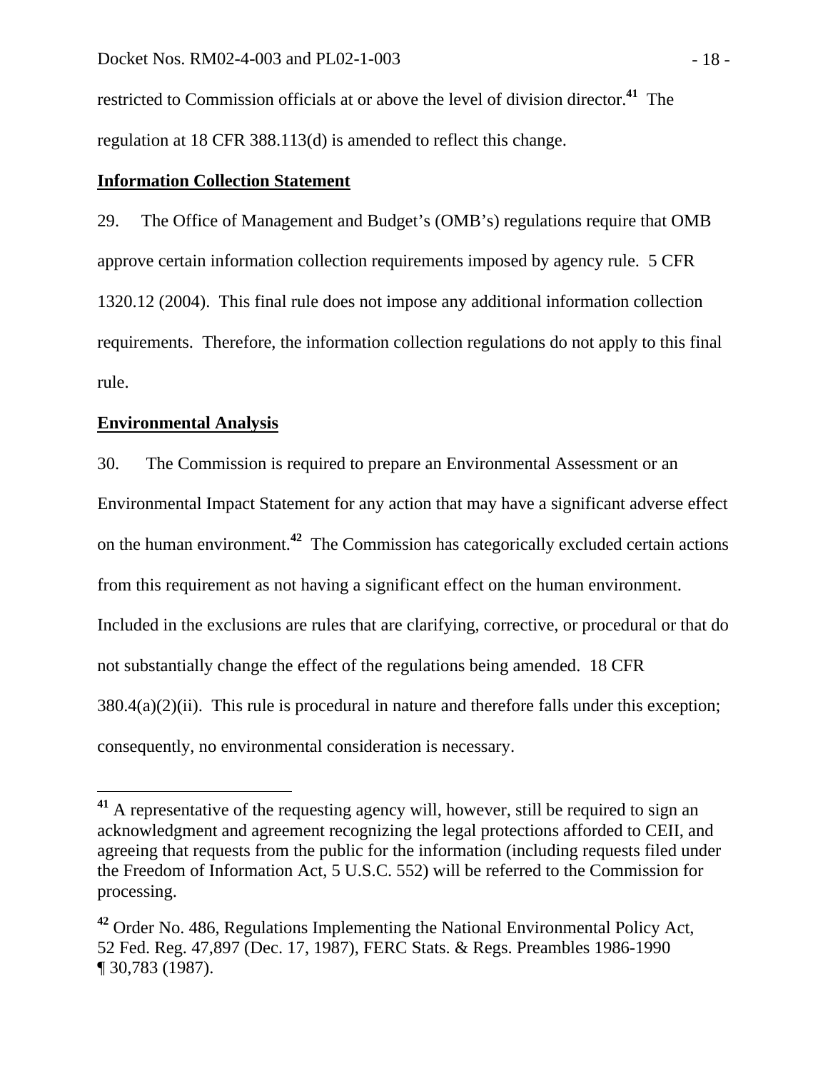restricted to Commission officials at or above the level of division director.[41] The regulation at 18 CFR 388.113(d) is amended to reflect this change.

**Information Collection Statement**

29. The Office of Management and Budget's (OMB's) regulations require that OMB approve certain information collection requirements imposed by agency rule. 5 CFR 1320.12 (2004). This final rule does not impose any additional information collection requirements. Therefore, the information collection regulations do not apply to this final rule.

**Environmental Analysis**

30. The Commission is required to prepare an Environmental Assessment or an Environmental Impact Statement for any action that may have a significant adverse effect on the human environment.[42] The Commission has categorically excluded certain actions from this requirement as not having a significant effect on the human environment. Included in the exclusions are rules that are clarifying, corrective, or procedural or that do not substantially change the effect of the regulations being amended. 18 CFR 380.4(a)(2)(ii). This rule is procedural in nature and therefore falls under this exception; consequently, no environmental consideration is necessary.

---

[41] A representative of the requesting agency will, however, still be required to sign an acknowledgment and agreement recognizing the legal protections afforded to CEII, and agreeing that requests from the public for the information (including requests filed under the Freedom of Information Act, 5 U.S.C. 552) will be referred to the Commission for processing.

[42] Order No. 486, Regulations Implementing the National Environmental Policy Act, 52 Fed. Reg. 47,897 (Dec. 17, 1987), FERC Stats. & Regs. Preambles 1986-1990 ¶ 30,783 (1987).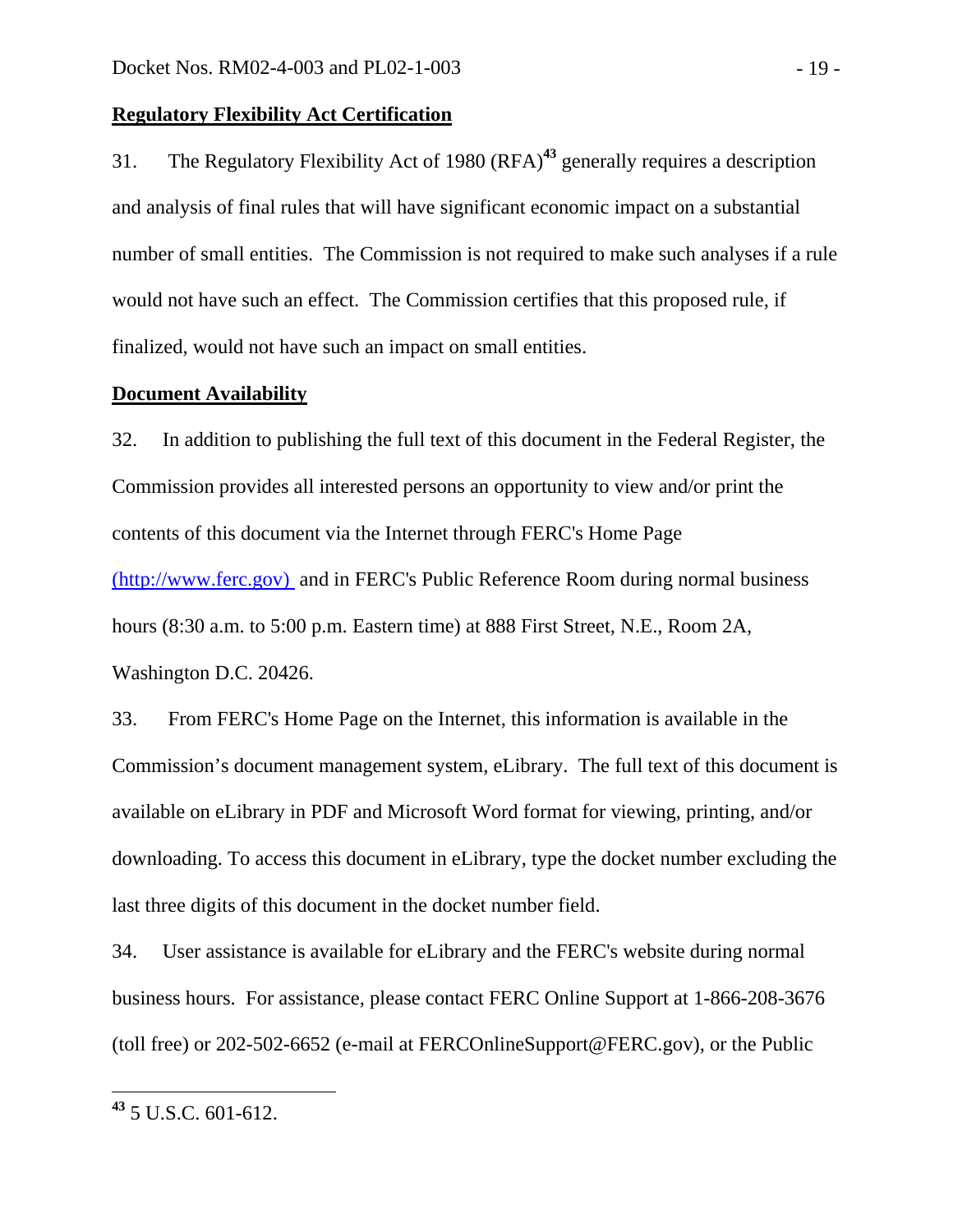**Regulatory Flexibility Act Certification**

31. The Regulatory Flexibility Act of 1980 (RFA)[43] generally requires a description and analysis of final rules that will have significant economic impact on a substantial number of small entities. The Commission is not required to make such analyses if a rule would not have such an effect. The Commission certifies that this proposed rule, if finalized, would not have such an impact on small entities.

**Document Availability**

32. In addition to publishing the full text of this document in the Federal Register, the Commission provides all interested persons an opportunity to view and/or print the contents of this document via the Internet through FERC's Home Page (http://www.ferc.gov) and in FERC's Public Reference Room during normal business hours (8:30 a.m. to 5:00 p.m. Eastern time) at 888 First Street, N.E., Room 2A, Washington D.C. 20426.

33. From FERC's Home Page on the Internet, this information is available in the Commission's document management system, eLibrary. The full text of this document is available on eLibrary in PDF and Microsoft Word format for viewing, printing, and/or downloading. To access this document in eLibrary, type the docket number excluding the last three digits of this document in the docket number field.

34. User assistance is available for eLibrary and the FERC's website during normal business hours. For assistance, please contact FERC Online Support at 1-866-208-3676 (toll free) or 202-502-6652 (e-mail at FERCOnlineSupport@FERC.gov), or the Public

---

[43] 5 U.S.C. 601-612.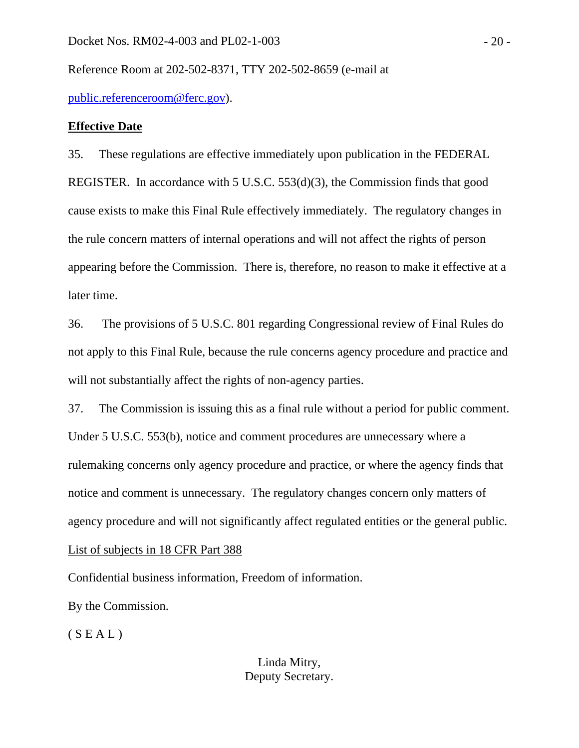Reference Room at 202-502-8371, TTY 202-502-8659 (e-mail at public.referenceroom@ferc.gov).

**Effective Date**

35. These regulations are effective immediately upon publication in the FEDERAL REGISTER. In accordance with 5 U.S.C. 553(d)(3), the Commission finds that good cause exists to make this Final Rule effectively immediately. The regulatory changes in the rule concern matters of internal operations and will not affect the rights of person appearing before the Commission. There is, therefore, no reason to make it effective at a later time.

36. The provisions of 5 U.S.C. 801 regarding Congressional review of Final Rules do not apply to this Final Rule, because the rule concerns agency procedure and practice and will not substantially affect the rights of non-agency parties.

37. The Commission is issuing this as a final rule without a period for public comment. Under 5 U.S.C. 553(b), notice and comment procedures are unnecessary where a rulemaking concerns only agency procedure and practice, or where the agency finds that notice and comment is unnecessary. The regulatory changes concern only matters of agency procedure and will not significantly affect regulated entities or the general public.

List of subjects in 18 CFR Part 388

Confidential business information, Freedom of information.

By the Commission.

( S E A L )

Linda Mitry,
Deputy Secretary.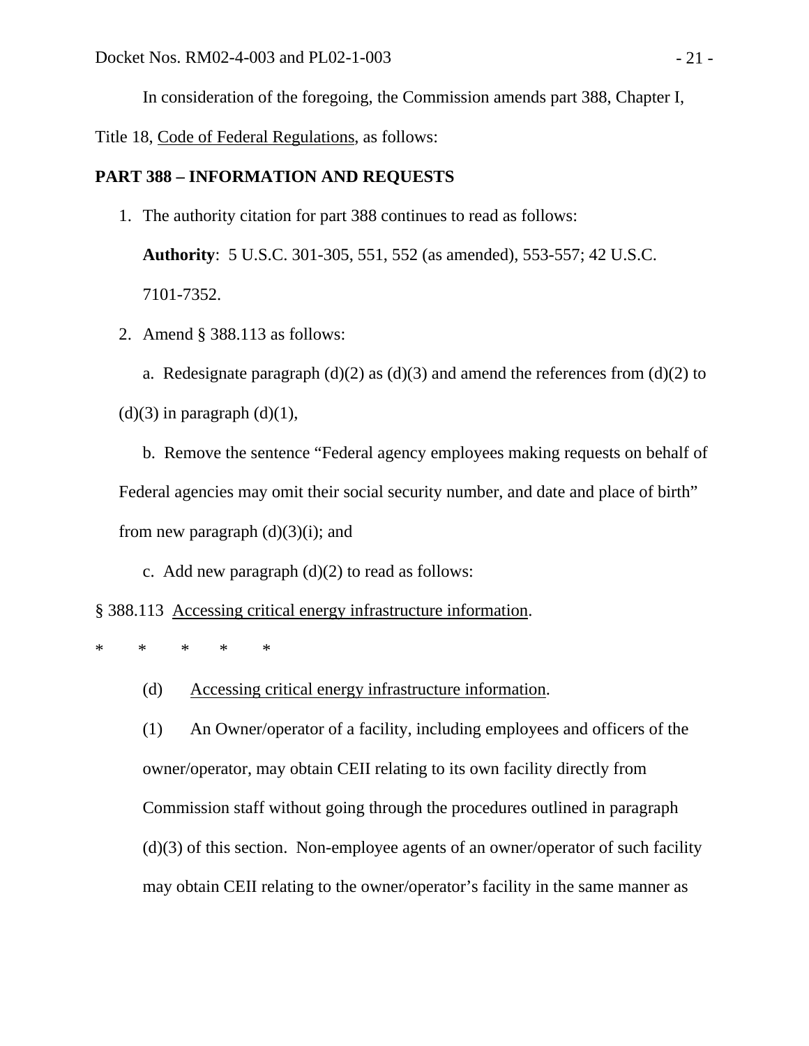In consideration of the foregoing, the Commission amends part 388, Chapter I, Title 18, Code of Federal Regulations, as follows:

**PART 388 – INFORMATION AND REQUESTS**

1. The authority citation for part 388 continues to read as follows:

   **Authority**: 5 U.S.C. 301-305, 551, 552 (as amended), 553-557; 42 U.S.C. 7101-7352.

2. Amend § 388.113 as follows:

   a. Redesignate paragraph (d)(2) as (d)(3) and amend the references from (d)(2) to (d)(3) in paragraph (d)(1),

   b. Remove the sentence "Federal agency employees making requests on behalf of Federal agencies may omit their social security number, and date and place of birth" from new paragraph (d)(3)(i); and

   c. Add new paragraph (d)(2) to read as follows:

§ 388.113 Accessing critical energy infrastructure information.

\*     \*     \*     \*     \*

(d) Accessing critical energy infrastructure information.

(1) An Owner/operator of a facility, including employees and officers of the owner/operator, may obtain CEII relating to its own facility directly from Commission staff without going through the procedures outlined in paragraph (d)(3) of this section. Non-employee agents of an owner/operator of such facility may obtain CEII relating to the owner/operator's facility in the same manner as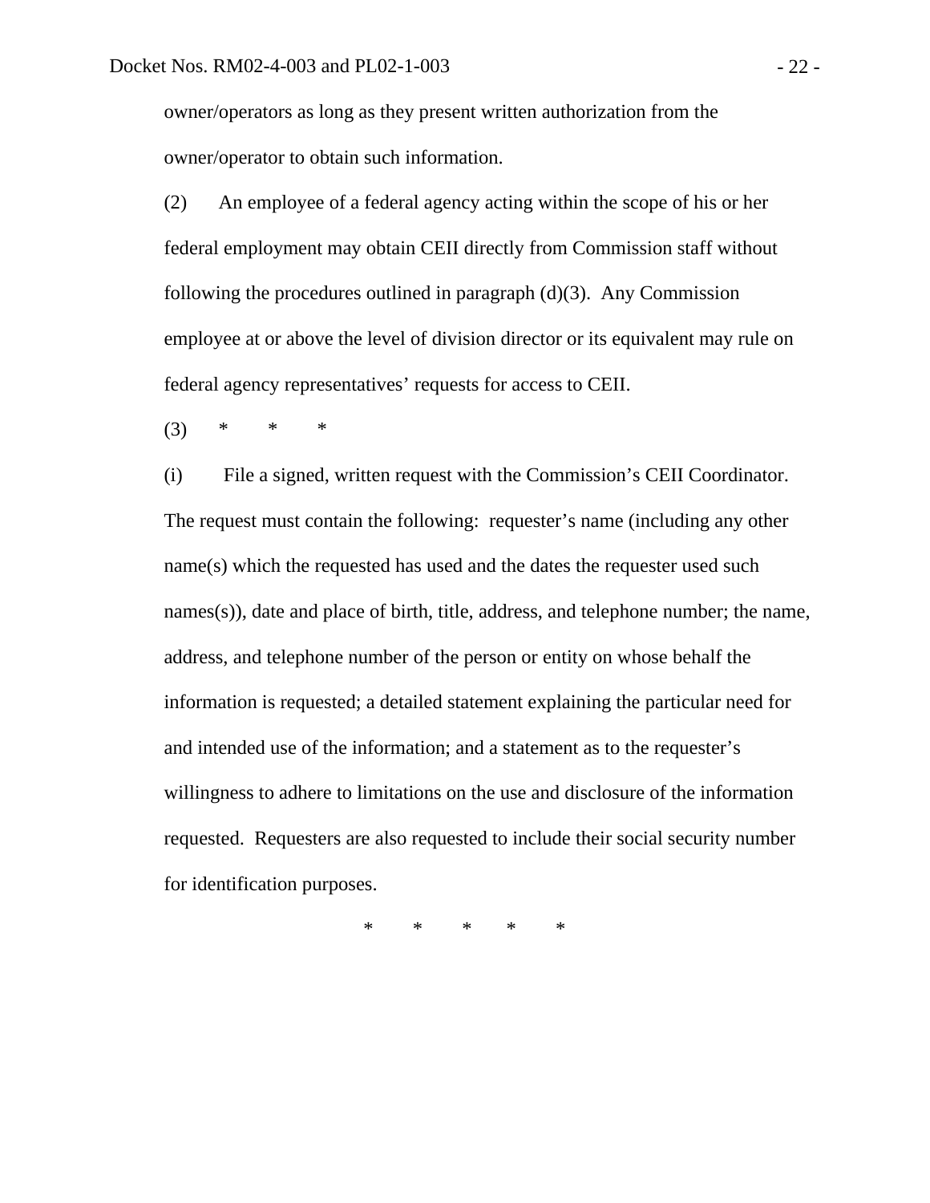owner/operators as long as they present written authorization from the owner/operator to obtain such information.

(2) An employee of a federal agency acting within the scope of his or her federal employment may obtain CEII directly from Commission staff without following the procedures outlined in paragraph (d)(3). Any Commission employee at or above the level of division director or its equivalent may rule on federal agency representatives' requests for access to CEII.

(3) * * *

(i) File a signed, written request with the Commission's CEII Coordinator. The request must contain the following: requester's name (including any other name(s) which the requested has used and the dates the requester used such names(s)), date and place of birth, title, address, and telephone number; the name, address, and telephone number of the person or entity on whose behalf the information is requested; a detailed statement explaining the particular need for and intended use of the information; and a statement as to the requester's willingness to adhere to limitations on the use and disclosure of the information requested. Requesters are also requested to include their social security number for identification purposes.

\* \* \* \* \*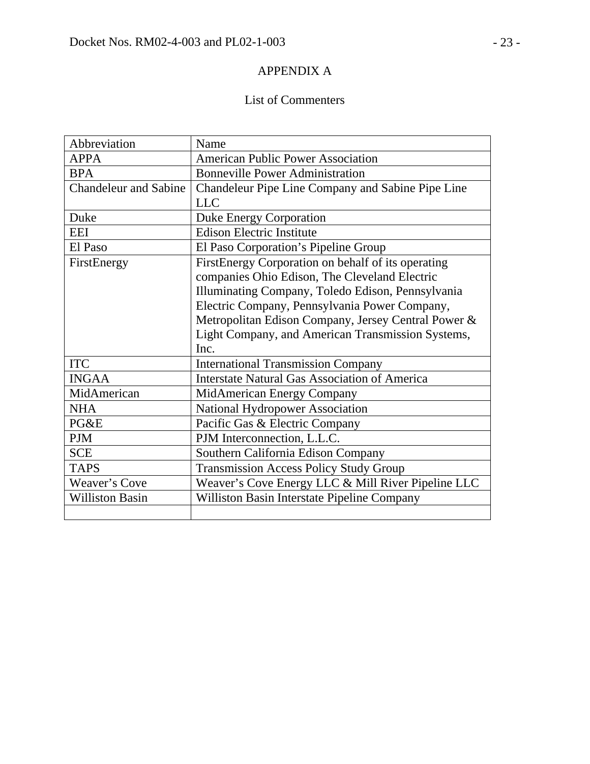# APPENDIX A

## List of Commenters

| Abbreviation | Name |
|---|---|
| APPA | American Public Power Association |
| BPA | Bonneville Power Administration |
| Chandeleur and Sabine | Chandeleur Pipe Line Company and Sabine Pipe Line LLC |
| Duke | Duke Energy Corporation |
| EEI | Edison Electric Institute |
| El Paso | El Paso Corporation's Pipeline Group |
| FirstEnergy | FirstEnergy Corporation on behalf of its operating companies Ohio Edison, The Cleveland Electric Illuminating Company, Toledo Edison, Pennsylvania Electric Company, Pennsylvania Power Company, Metropolitan Edison Company, Jersey Central Power & Light Company, and American Transmission Systems, Inc. |
| ITC | International Transmission Company |
| INGAA | Interstate Natural Gas Association of America |
| MidAmerican | MidAmerican Energy Company |
| NHA | National Hydropower Association |
| PG&E | Pacific Gas & Electric Company |
| PJM | PJM Interconnection, L.L.C. |
| SCE | Southern California Edison Company |
| TAPS | Transmission Access Policy Study Group |
| Weaver's Cove | Weaver's Cove Energy LLC & Mill River Pipeline LLC |
| Williston Basin | Williston Basin Interstate Pipeline Company |
| | |